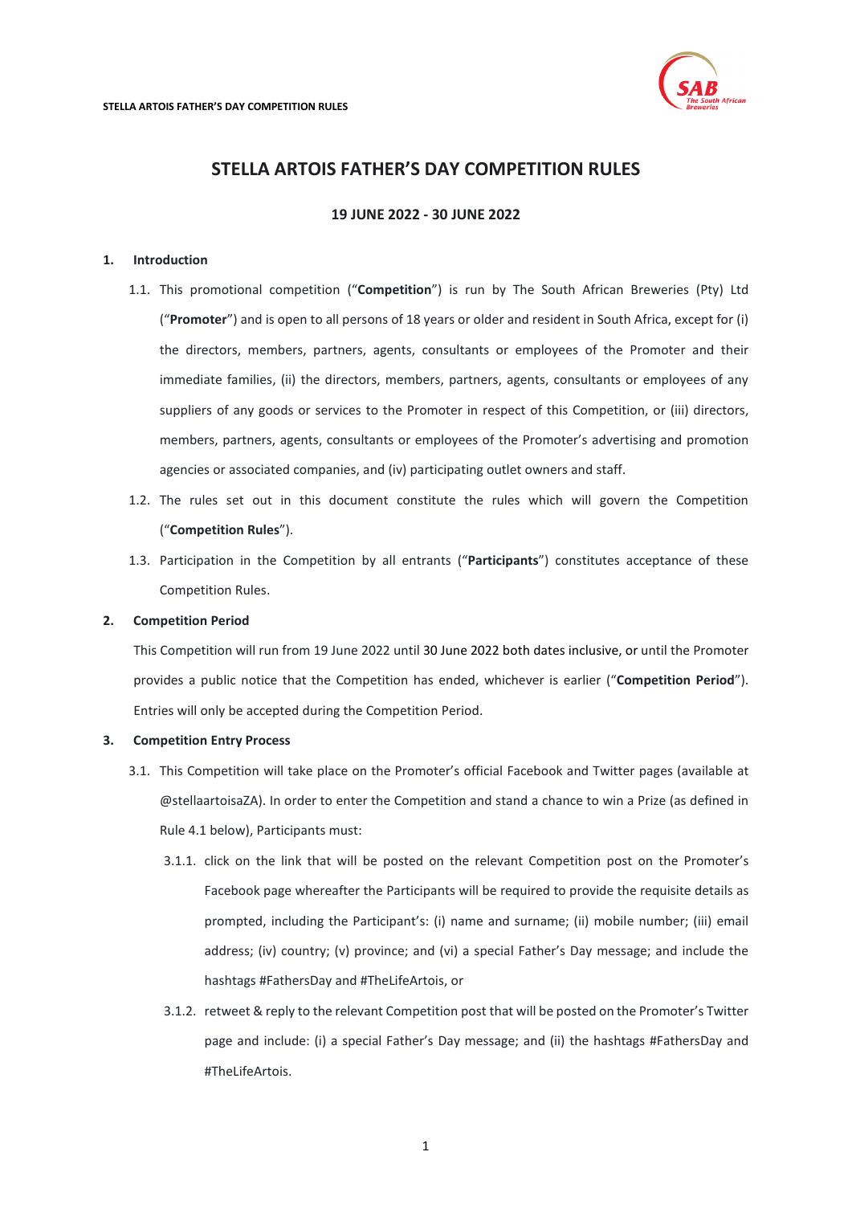# STELLA ARTOIS FATHER'S DAY COMPETITION RULES

**19 JUNE 2022 - 30 JUNE 2022**

## 1. Introduction

1.1. This promotional competition ("**Competition**") is run by The South African Breweries (Pty) Ltd ("**Promoter**") and is open to all persons of 18 years or older and resident in South Africa, except for (i) the directors, members, partners, agents, consultants or employees of the Promoter and their immediate families, (ii) the directors, members, partners, agents, consultants or employees of any suppliers of any goods or services to the Promoter in respect of this Competition, or (iii) directors, members, partners, agents, consultants or employees of the Promoter's advertising and promotion agencies or associated companies, and (iv) participating outlet owners and staff.

1.2. The rules set out in this document constitute the rules which will govern the Competition ("**Competition Rules**").

1.3. Participation in the Competition by all entrants ("**Participants**") constitutes acceptance of these Competition Rules.

## 2. Competition Period

This Competition will run from 19 June 2022 until 30 June 2022 both dates inclusive, or until the Promoter provides a public notice that the Competition has ended, whichever is earlier ("**Competition Period**"). Entries will only be accepted during the Competition Period.

## 3. Competition Entry Process

3.1. This Competition will take place on the Promoter's official Facebook and Twitter pages (available at @stellaartoisaZA). In order to enter the Competition and stand a chance to win a Prize (as defined in Rule 4.1 below), Participants must:

3.1.1. click on the link that will be posted on the relevant Competition post on the Promoter's Facebook page whereafter the Participants will be required to provide the requisite details as prompted, including the Participant's: (i) name and surname; (ii) mobile number; (iii) email address; (iv) country; (v) province; and (vi) a special Father's Day message; and include the hashtags #FathersDay and #TheLifeArtois, or

3.1.2. retweet & reply to the relevant Competition post that will be posted on the Promoter's Twitter page and include: (i) a special Father's Day message; and (ii) the hashtags #FathersDay and #TheLifeArtois.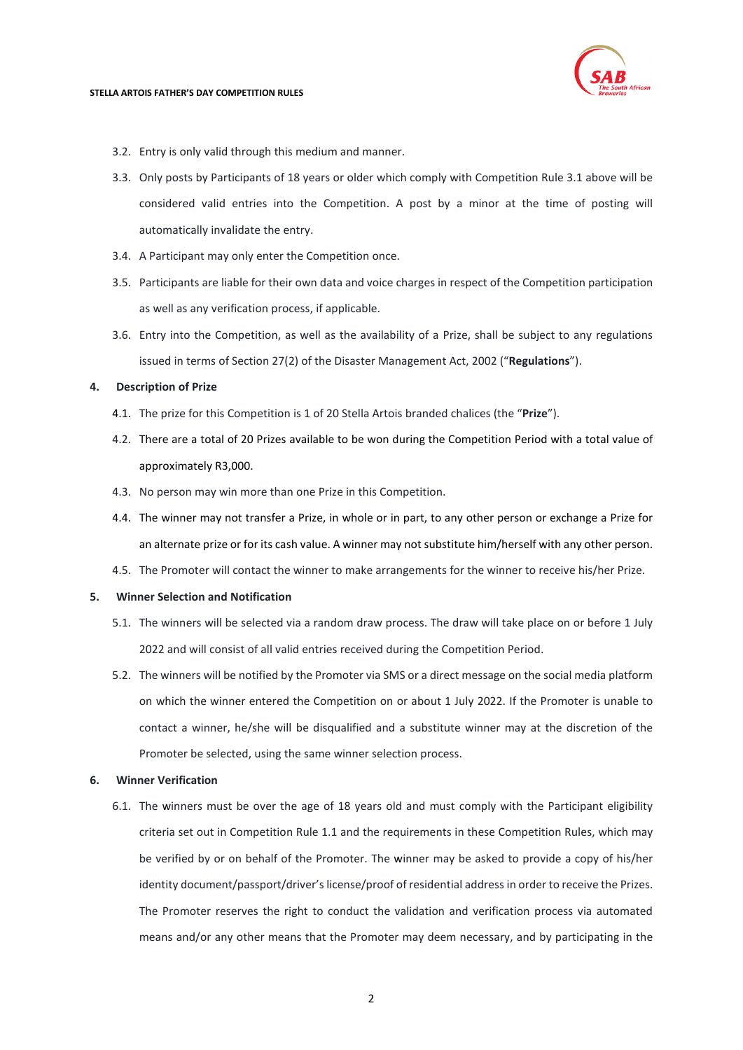3.2. Entry is only valid through this medium and manner.

3.3. Only posts by Participants of 18 years or older which comply with Competition Rule 3.1 above will be considered valid entries into the Competition. A post by a minor at the time of posting will automatically invalidate the entry.

3.4. A Participant may only enter the Competition once.

3.5. Participants are liable for their own data and voice charges in respect of the Competition participation as well as any verification process, if applicable.

3.6. Entry into the Competition, as well as the availability of a Prize, shall be subject to any regulations issued in terms of Section 27(2) of the Disaster Management Act, 2002 ("**Regulations**").

**4. Description of Prize**

4.1. The prize for this Competition is 1 of 20 Stella Artois branded chalices (the "**Prize**").

4.2. There are a total of 20 Prizes available to be won during the Competition Period with a total value of approximately R3,000.

4.3. No person may win more than one Prize in this Competition.

4.4. The winner may not transfer a Prize, in whole or in part, to any other person or exchange a Prize for an alternate prize or for its cash value. A winner may not substitute him/herself with any other person.

4.5. The Promoter will contact the winner to make arrangements for the winner to receive his/her Prize.

**5. Winner Selection and Notification**

5.1. The winners will be selected via a random draw process. The draw will take place on or before 1 July 2022 and will consist of all valid entries received during the Competition Period.

5.2. The winners will be notified by the Promoter via SMS or a direct message on the social media platform on which the winner entered the Competition on or about 1 July 2022. If the Promoter is unable to contact a winner, he/she will be disqualified and a substitute winner may at the discretion of the Promoter be selected, using the same winner selection process.

**6. Winner Verification**

6.1. The winners must be over the age of 18 years old and must comply with the Participant eligibility criteria set out in Competition Rule 1.1 and the requirements in these Competition Rules, which may be verified by or on behalf of the Promoter. The winner may be asked to provide a copy of his/her identity document/passport/driver's license/proof of residential address in order to receive the Prizes. The Promoter reserves the right to conduct the validation and verification process via automated means and/or any other means that the Promoter may deem necessary, and by participating in the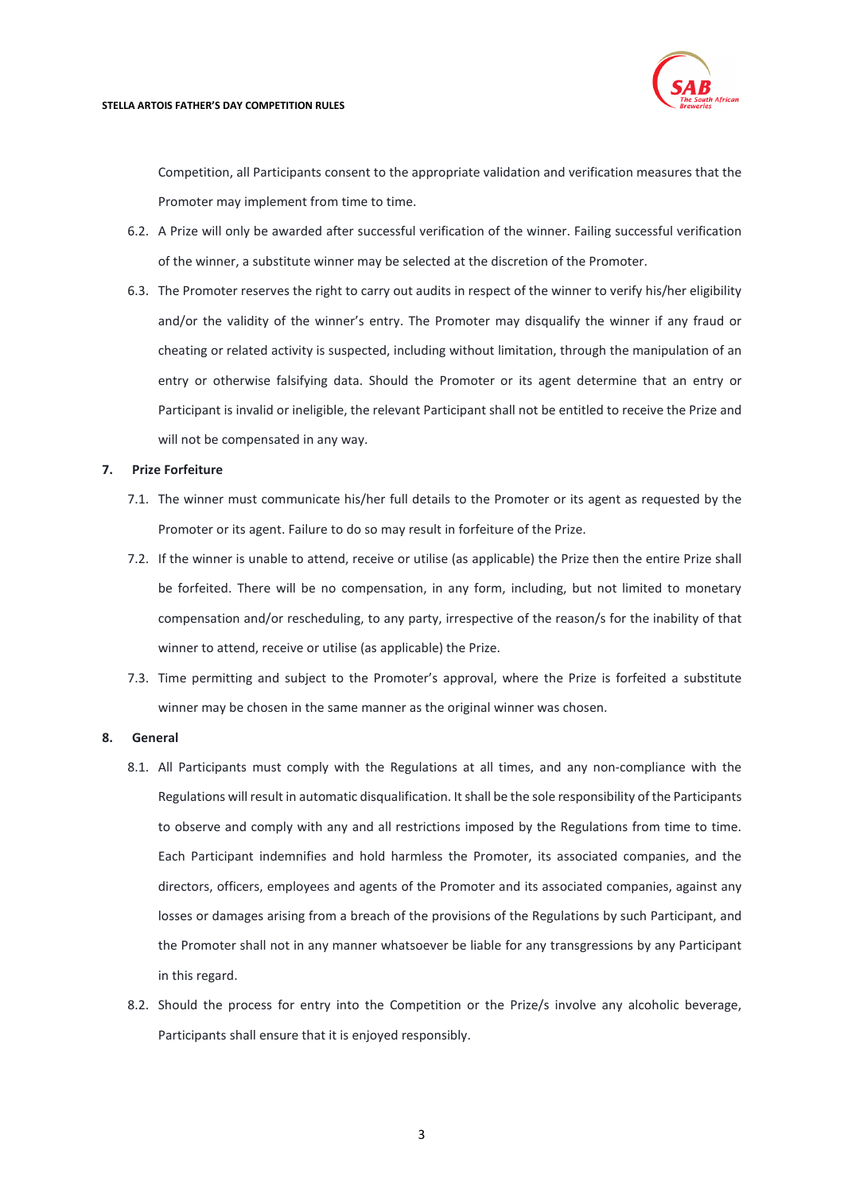Competition, all Participants consent to the appropriate validation and verification measures that the Promoter may implement from time to time.

6.2. A Prize will only be awarded after successful verification of the winner. Failing successful verification of the winner, a substitute winner may be selected at the discretion of the Promoter.

6.3. The Promoter reserves the right to carry out audits in respect of the winner to verify his/her eligibility and/or the validity of the winner's entry. The Promoter may disqualify the winner if any fraud or cheating or related activity is suspected, including without limitation, through the manipulation of an entry or otherwise falsifying data. Should the Promoter or its agent determine that an entry or Participant is invalid or ineligible, the relevant Participant shall not be entitled to receive the Prize and will not be compensated in any way.

**7. Prize Forfeiture**

7.1. The winner must communicate his/her full details to the Promoter or its agent as requested by the Promoter or its agent. Failure to do so may result in forfeiture of the Prize.

7.2. If the winner is unable to attend, receive or utilise (as applicable) the Prize then the entire Prize shall be forfeited. There will be no compensation, in any form, including, but not limited to monetary compensation and/or rescheduling, to any party, irrespective of the reason/s for the inability of that winner to attend, receive or utilise (as applicable) the Prize.

7.3. Time permitting and subject to the Promoter's approval, where the Prize is forfeited a substitute winner may be chosen in the same manner as the original winner was chosen.

**8. General**

8.1. All Participants must comply with the Regulations at all times, and any non-compliance with the Regulations will result in automatic disqualification. It shall be the sole responsibility of the Participants to observe and comply with any and all restrictions imposed by the Regulations from time to time. Each Participant indemnifies and hold harmless the Promoter, its associated companies, and the directors, officers, employees and agents of the Promoter and its associated companies, against any losses or damages arising from a breach of the provisions of the Regulations by such Participant, and the Promoter shall not in any manner whatsoever be liable for any transgressions by any Participant in this regard.

8.2. Should the process for entry into the Competition or the Prize/s involve any alcoholic beverage, Participants shall ensure that it is enjoyed responsibly.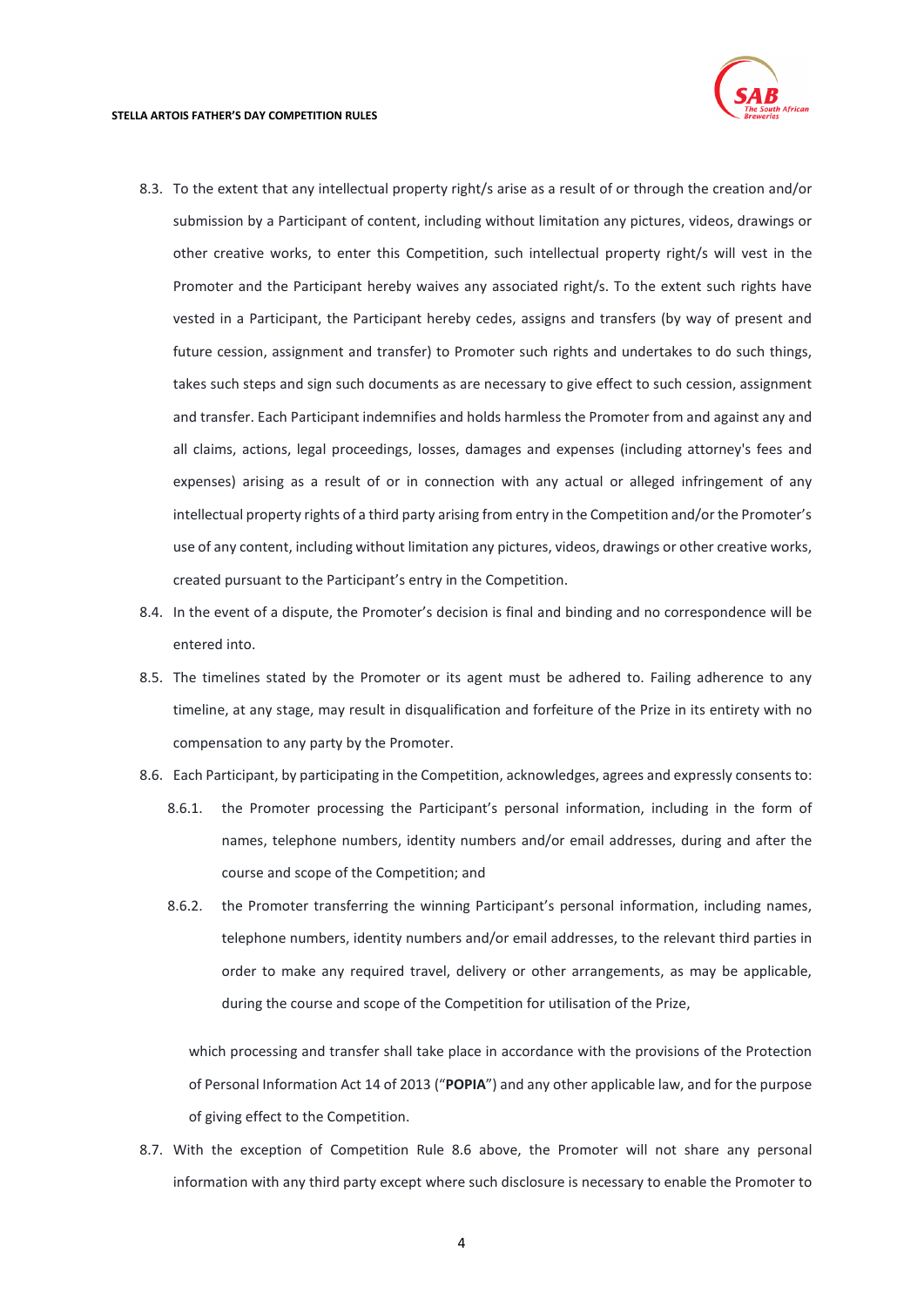8.3. To the extent that any intellectual property right/s arise as a result of or through the creation and/or submission by a Participant of content, including without limitation any pictures, videos, drawings or other creative works, to enter this Competition, such intellectual property right/s will vest in the Promoter and the Participant hereby waives any associated right/s. To the extent such rights have vested in a Participant, the Participant hereby cedes, assigns and transfers (by way of present and future cession, assignment and transfer) to Promoter such rights and undertakes to do such things, takes such steps and sign such documents as are necessary to give effect to such cession, assignment and transfer. Each Participant indemnifies and holds harmless the Promoter from and against any and all claims, actions, legal proceedings, losses, damages and expenses (including attorney's fees and expenses) arising as a result of or in connection with any actual or alleged infringement of any intellectual property rights of a third party arising from entry in the Competition and/or the Promoter's use of any content, including without limitation any pictures, videos, drawings or other creative works, created pursuant to the Participant's entry in the Competition.

8.4. In the event of a dispute, the Promoter's decision is final and binding and no correspondence will be entered into.

8.5. The timelines stated by the Promoter or its agent must be adhered to. Failing adherence to any timeline, at any stage, may result in disqualification and forfeiture of the Prize in its entirety with no compensation to any party by the Promoter.

8.6. Each Participant, by participating in the Competition, acknowledges, agrees and expressly consents to:

8.6.1. the Promoter processing the Participant's personal information, including in the form of names, telephone numbers, identity numbers and/or email addresses, during and after the course and scope of the Competition; and

8.6.2. the Promoter transferring the winning Participant's personal information, including names, telephone numbers, identity numbers and/or email addresses, to the relevant third parties in order to make any required travel, delivery or other arrangements, as may be applicable, during the course and scope of the Competition for utilisation of the Prize,

which processing and transfer shall take place in accordance with the provisions of the Protection of Personal Information Act 14 of 2013 ("**POPIA**") and any other applicable law, and for the purpose of giving effect to the Competition.

8.7. With the exception of Competition Rule 8.6 above, the Promoter will not share any personal information with any third party except where such disclosure is necessary to enable the Promoter to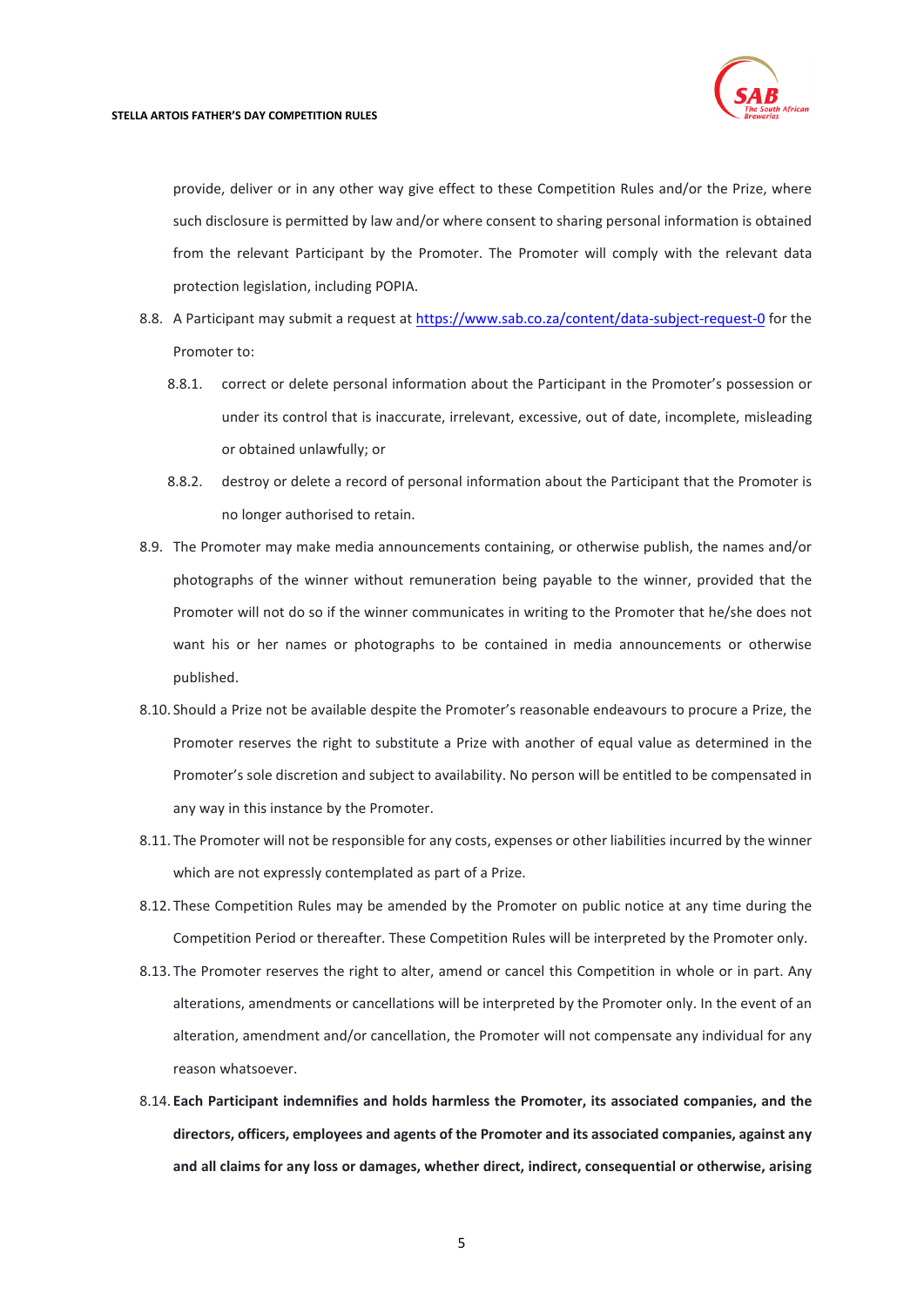provide, deliver or in any other way give effect to these Competition Rules and/or the Prize, where such disclosure is permitted by law and/or where consent to sharing personal information is obtained from the relevant Participant by the Promoter. The Promoter will comply with the relevant data protection legislation, including POPIA.

8.8. A Participant may submit a request at [https://www.sab.co.za/content/data-subject-request-0](https://www.sab.co.za/content/data-subject-request-0) for the Promoter to:

   8.8.1. correct or delete personal information about the Participant in the Promoter's possession or under its control that is inaccurate, irrelevant, excessive, out of date, incomplete, misleading or obtained unlawfully; or

   8.8.2. destroy or delete a record of personal information about the Participant that the Promoter is no longer authorised to retain.

8.9. The Promoter may make media announcements containing, or otherwise publish, the names and/or photographs of the winner without remuneration being payable to the winner, provided that the Promoter will not do so if the winner communicates in writing to the Promoter that he/she does not want his or her names or photographs to be contained in media announcements or otherwise published.

8.10. Should a Prize not be available despite the Promoter's reasonable endeavours to procure a Prize, the Promoter reserves the right to substitute a Prize with another of equal value as determined in the Promoter's sole discretion and subject to availability. No person will be entitled to be compensated in any way in this instance by the Promoter.

8.11. The Promoter will not be responsible for any costs, expenses or other liabilities incurred by the winner which are not expressly contemplated as part of a Prize.

8.12. These Competition Rules may be amended by the Promoter on public notice at any time during the Competition Period or thereafter. These Competition Rules will be interpreted by the Promoter only.

8.13. The Promoter reserves the right to alter, amend or cancel this Competition in whole or in part. Any alterations, amendments or cancellations will be interpreted by the Promoter only. In the event of an alteration, amendment and/or cancellation, the Promoter will not compensate any individual for any reason whatsoever.

8.14. **Each Participant indemnifies and holds harmless the Promoter, its associated companies, and the directors, officers, employees and agents of the Promoter and its associated companies, against any and all claims for any loss or damages, whether direct, indirect, consequential or otherwise, arising**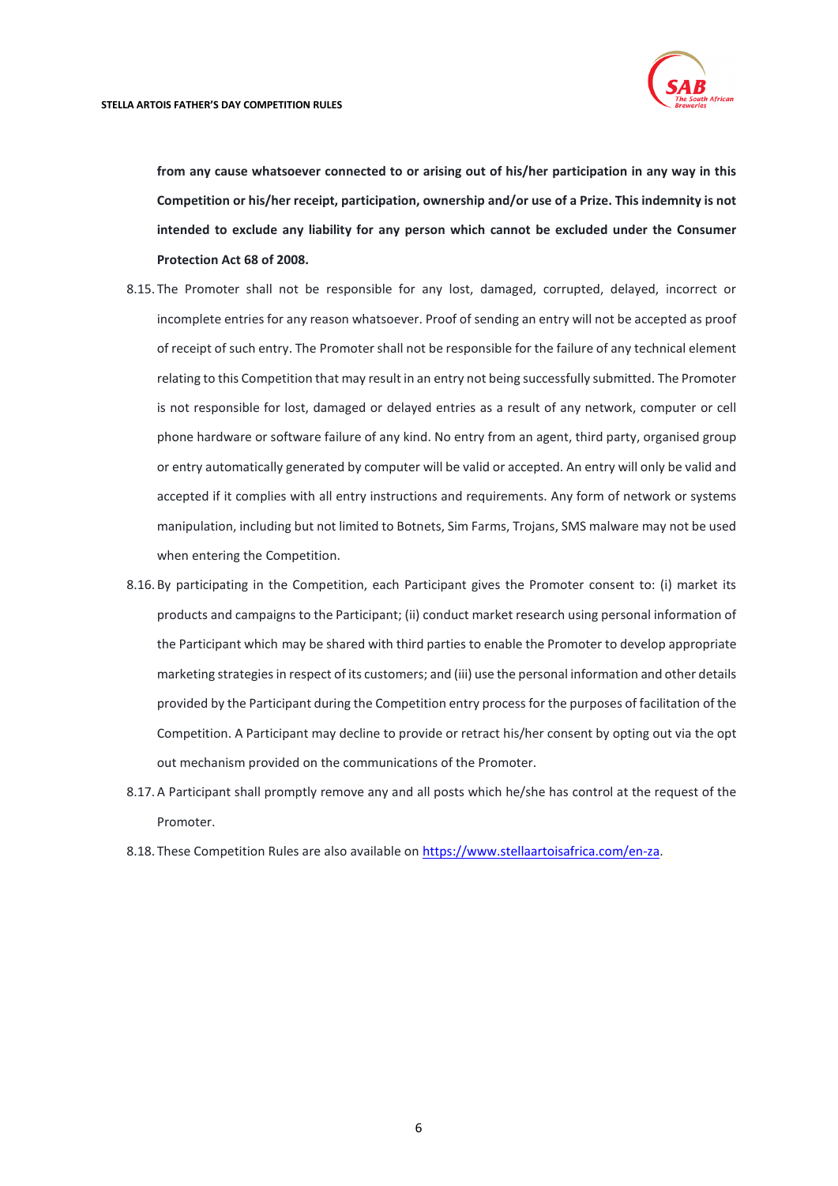**from any cause whatsoever connected to or arising out of his/her participation in any way in this Competition or his/her receipt, participation, ownership and/or use of a Prize. This indemnity is not intended to exclude any liability for any person which cannot be excluded under the Consumer Protection Act 68 of 2008.**

8.15. The Promoter shall not be responsible for any lost, damaged, corrupted, delayed, incorrect or incomplete entries for any reason whatsoever. Proof of sending an entry will not be accepted as proof of receipt of such entry. The Promoter shall not be responsible for the failure of any technical element relating to this Competition that may result in an entry not being successfully submitted. The Promoter is not responsible for lost, damaged or delayed entries as a result of any network, computer or cell phone hardware or software failure of any kind. No entry from an agent, third party, organised group or entry automatically generated by computer will be valid or accepted. An entry will only be valid and accepted if it complies with all entry instructions and requirements. Any form of network or systems manipulation, including but not limited to Botnets, Sim Farms, Trojans, SMS malware may not be used when entering the Competition.

8.16. By participating in the Competition, each Participant gives the Promoter consent to: (i) market its products and campaigns to the Participant; (ii) conduct market research using personal information of the Participant which may be shared with third parties to enable the Promoter to develop appropriate marketing strategies in respect of its customers; and (iii) use the personal information and other details provided by the Participant during the Competition entry process for the purposes of facilitation of the Competition. A Participant may decline to provide or retract his/her consent by opting out via the opt out mechanism provided on the communications of the Promoter.

8.17. A Participant shall promptly remove any and all posts which he/she has control at the request of the Promoter.

8.18. These Competition Rules are also available on [https://www.stellaartoisafrica.com/en-za](https://www.stellaartoisafrica.com/en-za).